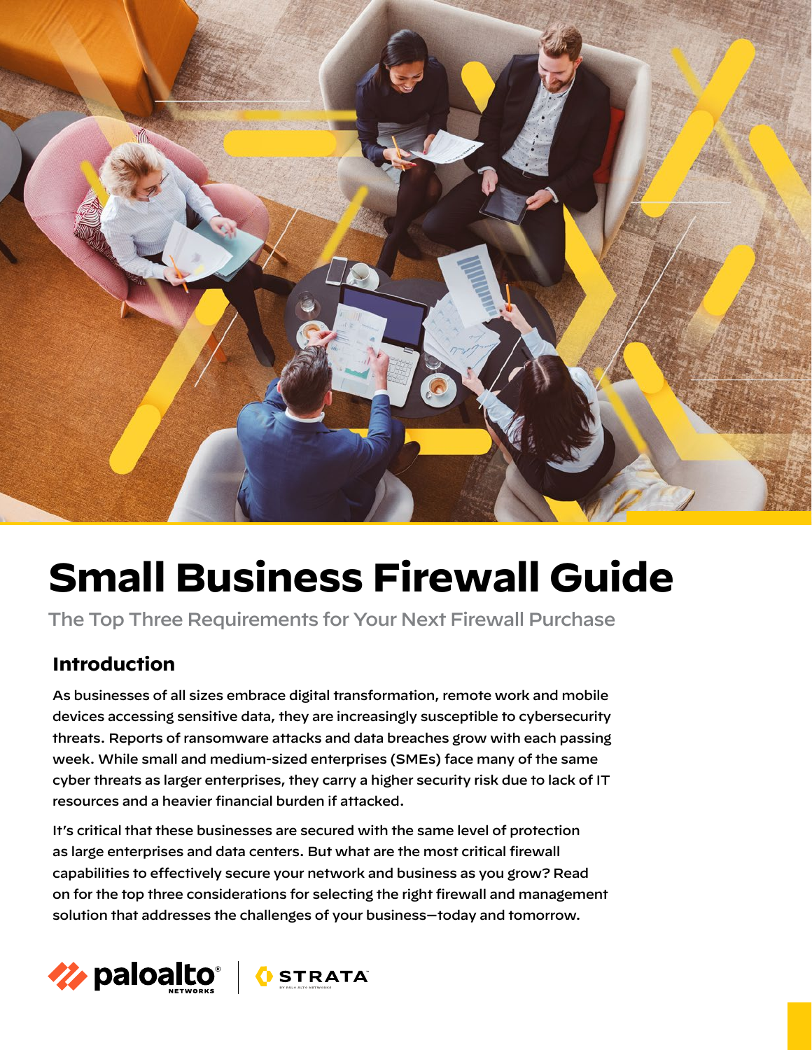# Small Business Firewall Guide

The Top Three Requirements for Your Next Firewall Purchase

## Introduction

As businesses of all sizes embrace digital transformation, remote work and mobile devices accessing sensitive data, they are increasingly susceptible to cybersecurity threats. Reports of ransomware attacks and data breaches grow with each passing week. While small and medium-sized enterprises (SMEs) face many of the same cyber threats as larger enterprises, they carry a higher security risk due to lack of IT resources and a heavier financial burden if attacked.

It's critical that these businesses are secured with the same level of protection as large enterprises and data centers. But what are the most critical firewall capabilities to effectively secure your network and business as you grow? Read on for the top three considerations for selecting the right firewall and management solution that addresses the challenges of your business—today and tomorrow.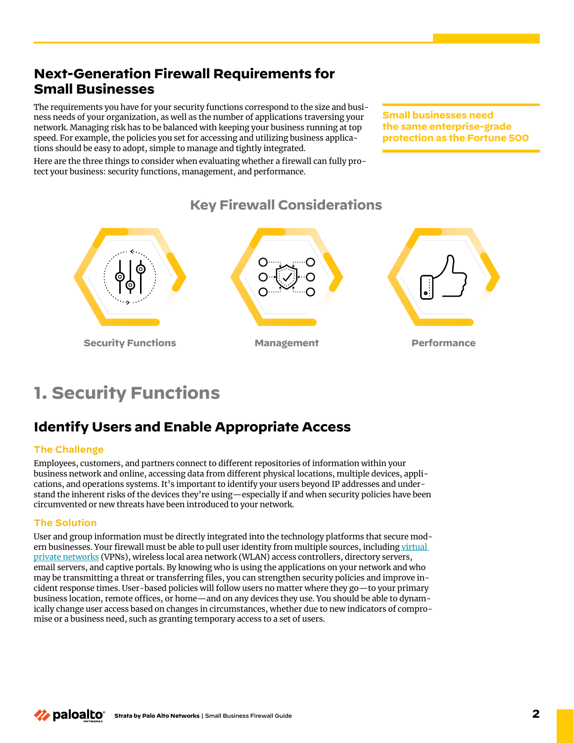## Next-Generation Firewall Requirements for Small Businesses

The requirements you have for your security functions correspond to the size and business needs of your organization, as well as the number of applications traversing your network. Managing risk has to be balanced with keeping your business running at top speed. For example, the policies you set for accessing and utilizing business applications should be easy to adopt, simple to manage and tightly integrated.

Here are the three things to consider when evaluating whether a firewall can fully protect your business: security functions, management, and performance.

**Small businesses need the same enterprise-grade protection as the Fortune 500**

### Key Firewall Considerations

Security Functions

Management

Performance

# 1. Security Functions

## Identify Users and Enable Appropriate Access

### The Challenge

Employees, customers, and partners connect to different repositories of information within your business network and online, accessing data from different physical locations, multiple devices, applications, and operations systems. It's important to identify your users beyond IP addresses and understand the inherent risks of the devices they're using—especially if and when security policies have been circumvented or new threats have been introduced to your network.

### The Solution

User and group information must be directly integrated into the technology platforms that secure modern businesses. Your firewall must be able to pull user identity from multiple sources, including virtual private networks (VPNs), wireless local area network (WLAN) access controllers, directory servers, email servers, and captive portals. By knowing who is using the applications on your network and who may be transmitting a threat or transferring files, you can strengthen security policies and improve incident response times. User-based policies will follow users no matter where they go—to your primary business location, remote offices, or home—and on any devices they use. You should be able to dynamically change user access based on changes in circumstances, whether due to new indicators of compromise or a business need, such as granting temporary access to a set of users.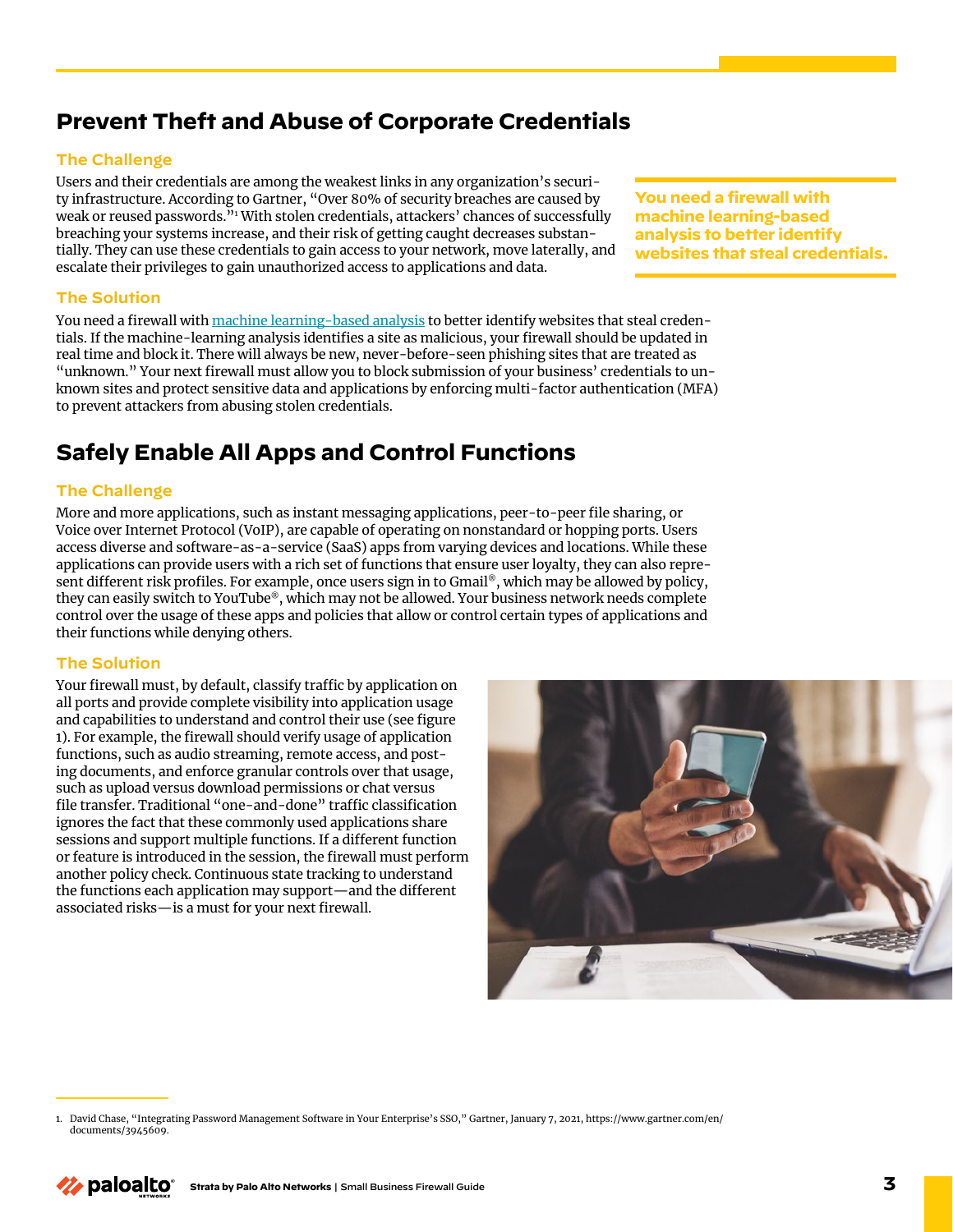## Prevent Theft and Abuse of Corporate Credentials

### The Challenge

Users and their credentials are among the weakest links in any organization's security infrastructure. According to Gartner, "Over 80% of security breaches are caused by weak or reused passwords."[1] With stolen credentials, attackers' chances of successfully breaching your systems increase, and their risk of getting caught decreases substantially. They can use these credentials to gain access to your network, move laterally, and escalate their privileges to gain unauthorized access to applications and data.

**You need a firewall with machine learning-based analysis to better identify websites that steal credentials.**

### The Solution

You need a firewall with machine learning-based analysis to better identify websites that steal credentials. If the machine-learning analysis identifies a site as malicious, your firewall should be updated in real time and block it. There will always be new, never-before-seen phishing sites that are treated as "unknown." Your next firewall must allow you to block submission of your business' credentials to unknown sites and protect sensitive data and applications by enforcing multi-factor authentication (MFA) to prevent attackers from abusing stolen credentials.

## Safely Enable All Apps and Control Functions

### The Challenge

More and more applications, such as instant messaging applications, peer-to-peer file sharing, or Voice over Internet Protocol (VoIP), are capable of operating on nonstandard or hopping ports. Users access diverse and software-as-a-service (SaaS) apps from varying devices and locations. While these applications can provide users with a rich set of functions that ensure user loyalty, they can also represent different risk profiles. For example, once users sign in to Gmail®, which may be allowed by policy, they can easily switch to YouTube®, which may not be allowed. Your business network needs complete control over the usage of these apps and policies that allow or control certain types of applications and their functions while denying others.

### The Solution

Your firewall must, by default, classify traffic by application on all ports and provide complete visibility into application usage and capabilities to understand and control their use (see figure 1). For example, the firewall should verify usage of application functions, such as audio streaming, remote access, and posting documents, and enforce granular controls over that usage, such as upload versus download permissions or chat versus file transfer. Traditional "one-and-done" traffic classification ignores the fact that these commonly used applications share sessions and support multiple functions. If a different function or feature is introduced in the session, the firewall must perform another policy check. Continuous state tracking to understand the functions each application may support—and the different associated risks—is a must for your next firewall.

1. David Chase, "Integrating Password Management Software in Your Enterprise's SSO," Gartner, January 7, 2021, https://www.gartner.com/en/documents/3945609.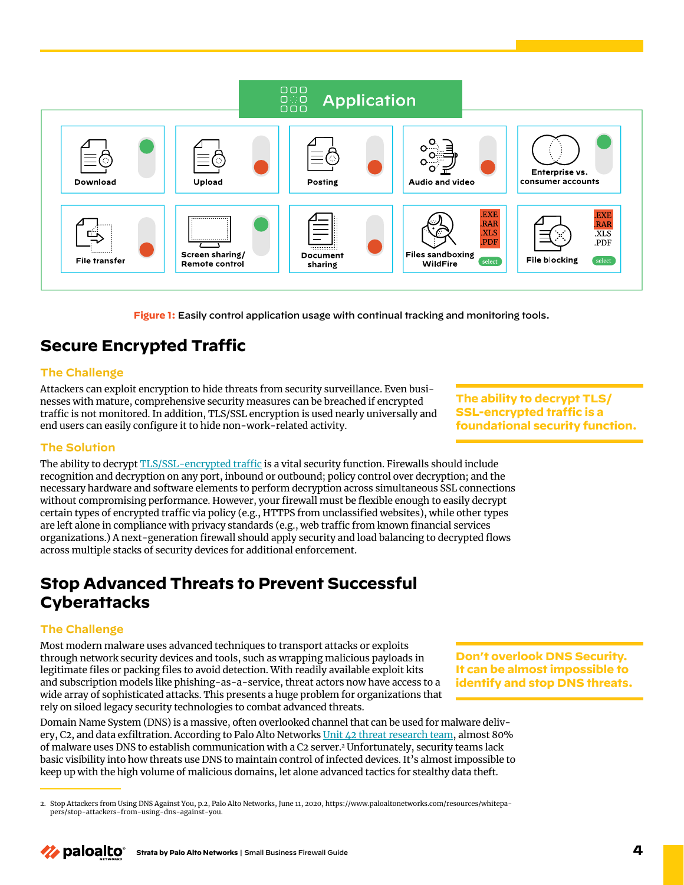Figure 1: Easily control application usage with continual tracking and monitoring tools.

## Secure Encrypted Traffic

### The Challenge

Attackers can exploit encryption to hide threats from security surveillance. Even businesses with mature, comprehensive security measures can be breached if encrypted traffic is not monitored. In addition, TLS/SSL encryption is used nearly universally and end users can easily configure it to hide non-work-related activity.

**The ability to decrypt TLS/SSL-encrypted traffic is a foundational security function.**

### The Solution

The ability to decrypt TLS/SSL-encrypted traffic is a vital security function. Firewalls should include recognition and decryption on any port, inbound or outbound; policy control over decryption; and the necessary hardware and software elements to perform decryption across simultaneous SSL connections without compromising performance. However, your firewall must be flexible enough to easily decrypt certain types of encrypted traffic via policy (e.g., HTTPS from unclassified websites), while other types are left alone in compliance with privacy standards (e.g., web traffic from known financial services organizations.) A next-generation firewall should apply security and load balancing to decrypted flows across multiple stacks of security devices for additional enforcement.

## Stop Advanced Threats to Prevent Successful Cyberattacks

### The Challenge

Most modern malware uses advanced techniques to transport attacks or exploits through network security devices and tools, such as wrapping malicious payloads in legitimate files or packing files to avoid detection. With readily available exploit kits and subscription models like phishing-as-a-service, threat actors now have access to a wide array of sophisticated attacks. This presents a huge problem for organizations that rely on siloed legacy security technologies to combat advanced threats.

**Don't overlook DNS Security. It can be almost impossible to identify and stop DNS threats.**

Domain Name System (DNS) is a massive, often overlooked channel that can be used for malware delivery, C2, and data exfiltration. According to Palo Alto Networks Unit 42 threat research team, almost 80% of malware uses DNS to establish communication with a C2 server.[2] Unfortunately, security teams lack basic visibility into how threats use DNS to maintain control of infected devices. It's almost impossible to keep up with the high volume of malicious domains, let alone advanced tactics for stealthy data theft.

2. Stop Attackers from Using DNS Against You, p.2, Palo Alto Networks, June 11, 2020, https://www.paloaltonetworks.com/resources/whitepapers/stop-attackers-from-using-dns-against-you.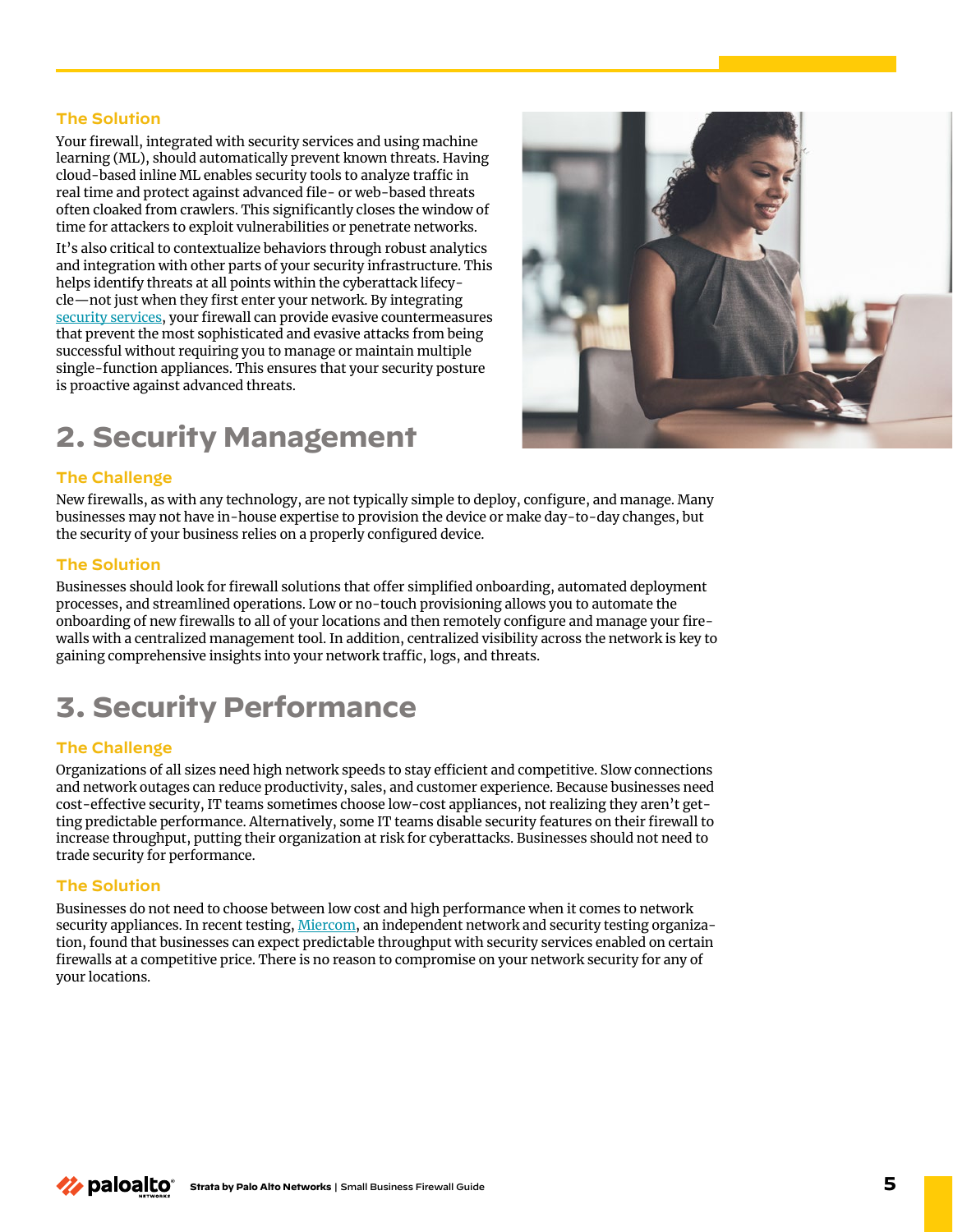### The Solution

Your firewall, integrated with security services and using machine learning (ML), should automatically prevent known threats. Having cloud-based inline ML enables security tools to analyze traffic in real time and protect against advanced file- or web-based threats often cloaked from crawlers. This significantly closes the window of time for attackers to exploit vulnerabilities or penetrate networks.

It's also critical to contextualize behaviors through robust analytics and integration with other parts of your security infrastructure. This helps identify threats at all points within the cyberattack lifecycle—not just when they first enter your network. By integrating security services, your firewall can provide evasive countermeasures that prevent the most sophisticated and evasive attacks from being successful without requiring you to manage or maintain multiple single-function appliances. This ensures that your security posture is proactive against advanced threats.

## 2. Security Management

### The Challenge

New firewalls, as with any technology, are not typically simple to deploy, configure, and manage. Many businesses may not have in-house expertise to provision the device or make day-to-day changes, but the security of your business relies on a properly configured device.

### The Solution

Businesses should look for firewall solutions that offer simplified onboarding, automated deployment processes, and streamlined operations. Low or no-touch provisioning allows you to automate the onboarding of new firewalls to all of your locations and then remotely configure and manage your firewalls with a centralized management tool. In addition, centralized visibility across the network is key to gaining comprehensive insights into your network traffic, logs, and threats.

## 3. Security Performance

### The Challenge

Organizations of all sizes need high network speeds to stay efficient and competitive. Slow connections and network outages can reduce productivity, sales, and customer experience. Because businesses need cost-effective security, IT teams sometimes choose low-cost appliances, not realizing they aren't getting predictable performance. Alternatively, some IT teams disable security features on their firewall to increase throughput, putting their organization at risk for cyberattacks. Businesses should not need to trade security for performance.

### The Solution

Businesses do not need to choose between low cost and high performance when it comes to network security appliances. In recent testing, Miercom, an independent network and security testing organization, found that businesses can expect predictable throughput with security services enabled on certain firewalls at a competitive price. There is no reason to compromise on your network security for any of your locations.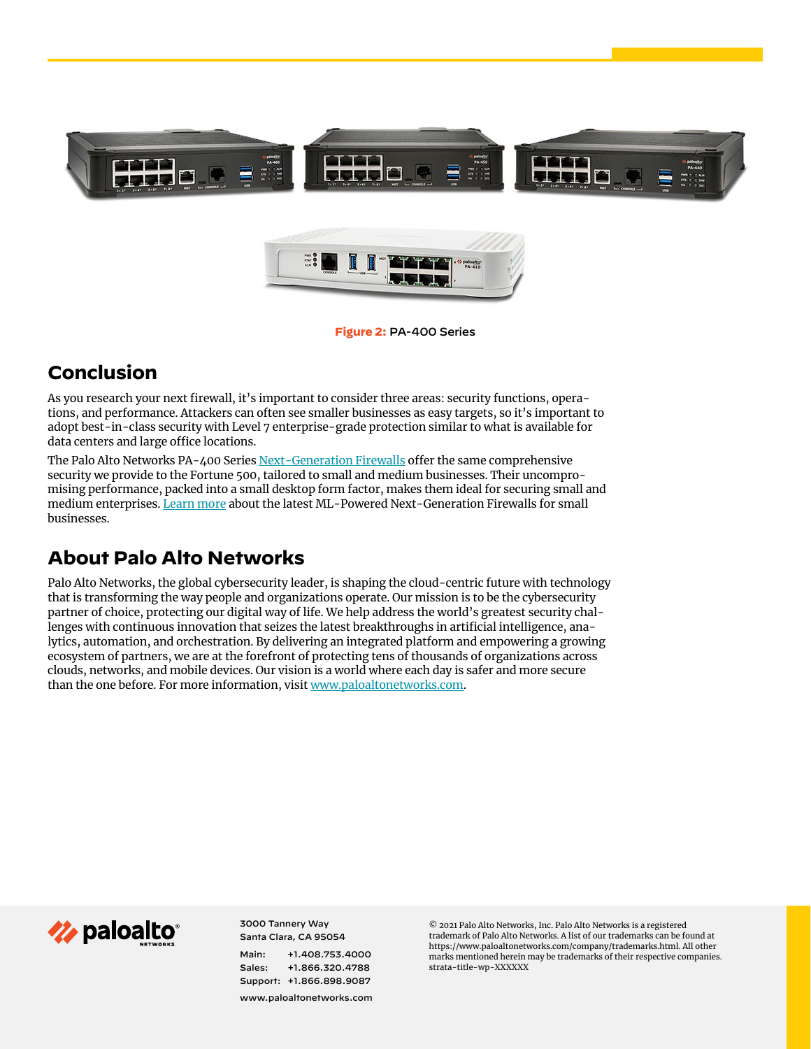Figure 2: PA-400 Series

## Conclusion

As you research your next firewall, it's important to consider three areas: security functions, operations, and performance. Attackers can often see smaller businesses as easy targets, so it's important to adopt best-in-class security with Level 7 enterprise-grade protection similar to what is available for data centers and large office locations.

The Palo Alto Networks PA-400 Series Next-Generation Firewalls offer the same comprehensive security we provide to the Fortune 500, tailored to small and medium businesses. Their uncompromising performance, packed into a small desktop form factor, makes them ideal for securing small and medium enterprises. Learn more about the latest ML-Powered Next-Generation Firewalls for small businesses.

## About Palo Alto Networks

Palo Alto Networks, the global cybersecurity leader, is shaping the cloud-centric future with technology that is transforming the way people and organizations operate. Our mission is to be the cybersecurity partner of choice, protecting our digital way of life. We help address the world's greatest security challenges with continuous innovation that seizes the latest breakthroughs in artificial intelligence, analytics, automation, and orchestration. By delivering an integrated platform and empowering a growing ecosystem of partners, we are at the forefront of protecting tens of thousands of organizations across clouds, networks, and mobile devices. Our vision is a world where each day is safer and more secure than the one before. For more information, visit www.paloaltonetworks.com.

3000 Tannery Way
Santa Clara, CA 95054

Main: +1.408.753.4000
Sales: +1.866.320.4788
Support: +1.866.898.9087

www.paloaltonetworks.com

© 2021 Palo Alto Networks, Inc. Palo Alto Networks is a registered trademark of Palo Alto Networks. A list of our trademarks can be found at https://www.paloaltonetworks.com/company/trademarks.html. All other marks mentioned herein may be trademarks of their respective companies. strata-title-wp-XXXXXX